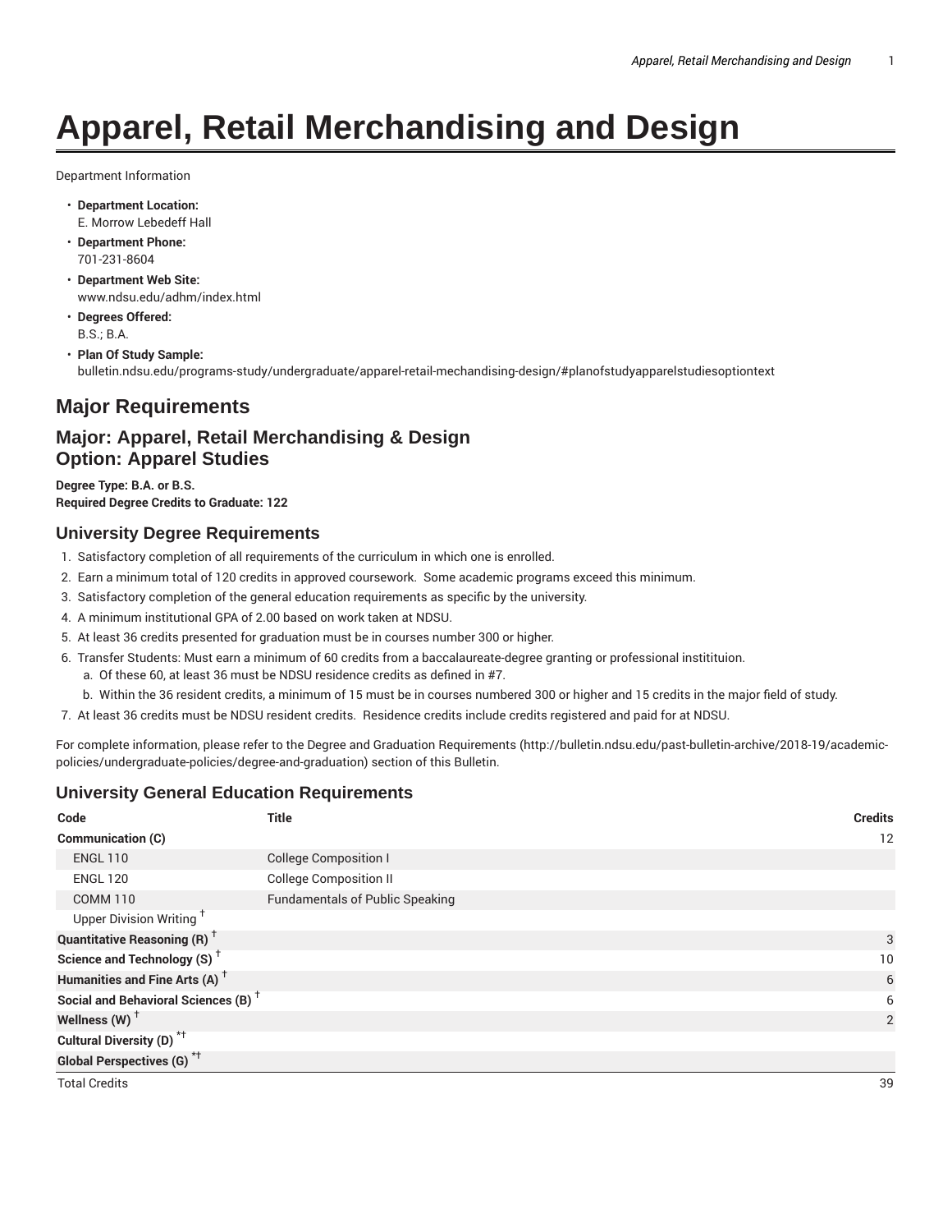# Apparel, Retail Merchandising and Design

Department Information

- **Department Location:**
  E. Morrow Lebedeff Hall
- **Department Phone:**
  701-231-8604
- **Department Web Site:**
  www.ndsu.edu/adhm/index.html
- **Degrees Offered:**
  B.S.; B.A.
- **Plan Of Study Sample:**
  bulletin.ndsu.edu/programs-study/undergraduate/apparel-retail-mechandising-design/#planofstudyapparelstudiesoptiontext

## Major Requirements

### Major: Apparel, Retail Merchandising & Design
### Option: Apparel Studies

**Degree Type: B.A. or B.S.**
**Required Degree Credits to Graduate: 122**

### University Degree Requirements

1. Satisfactory completion of all requirements of the curriculum in which one is enrolled.
2. Earn a minimum total of 120 credits in approved coursework. Some academic programs exceed this minimum.
3. Satisfactory completion of the general education requirements as specific by the university.
4. A minimum institutional GPA of 2.00 based on work taken at NDSU.
5. At least 36 credits presented for graduation must be in courses number 300 or higher.
6. Transfer Students: Must earn a minimum of 60 credits from a baccalaureate-degree granting or professional instititution.
   a. Of these 60, at least 36 must be NDSU residence credits as defined in #7.
   b. Within the 36 resident credits, a minimum of 15 must be in courses numbered 300 or higher and 15 credits in the major field of study.
7. At least 36 credits must be NDSU resident credits. Residence credits include credits registered and paid for at NDSU.

For complete information, please refer to the Degree and Graduation Requirements (http://bulletin.ndsu.edu/past-bulletin-archive/2018-19/academic-policies/undergraduate-policies/degree-and-graduation) section of this Bulletin.

### University General Education Requirements

| Code | Title | Credits |
| --- | --- | --- |
| **Communication (C)** | | 12 |
| ENGL 110 | College Composition I | |
| ENGL 120 | College Composition II | |
| COMM 110 | Fundamentals of Public Speaking | |
| Upper Division Writing † | | |
| **Quantitative Reasoning (R) †** | | 3 |
| **Science and Technology (S) †** | | 10 |
| **Humanities and Fine Arts (A) †** | | 6 |
| **Social and Behavioral Sciences (B) †** | | 6 |
| **Wellness (W) †** | | 2 |
| **Cultural Diversity (D) *†** | | |
| **Global Perspectives (G) *†** | | |
| Total Credits | | 39 |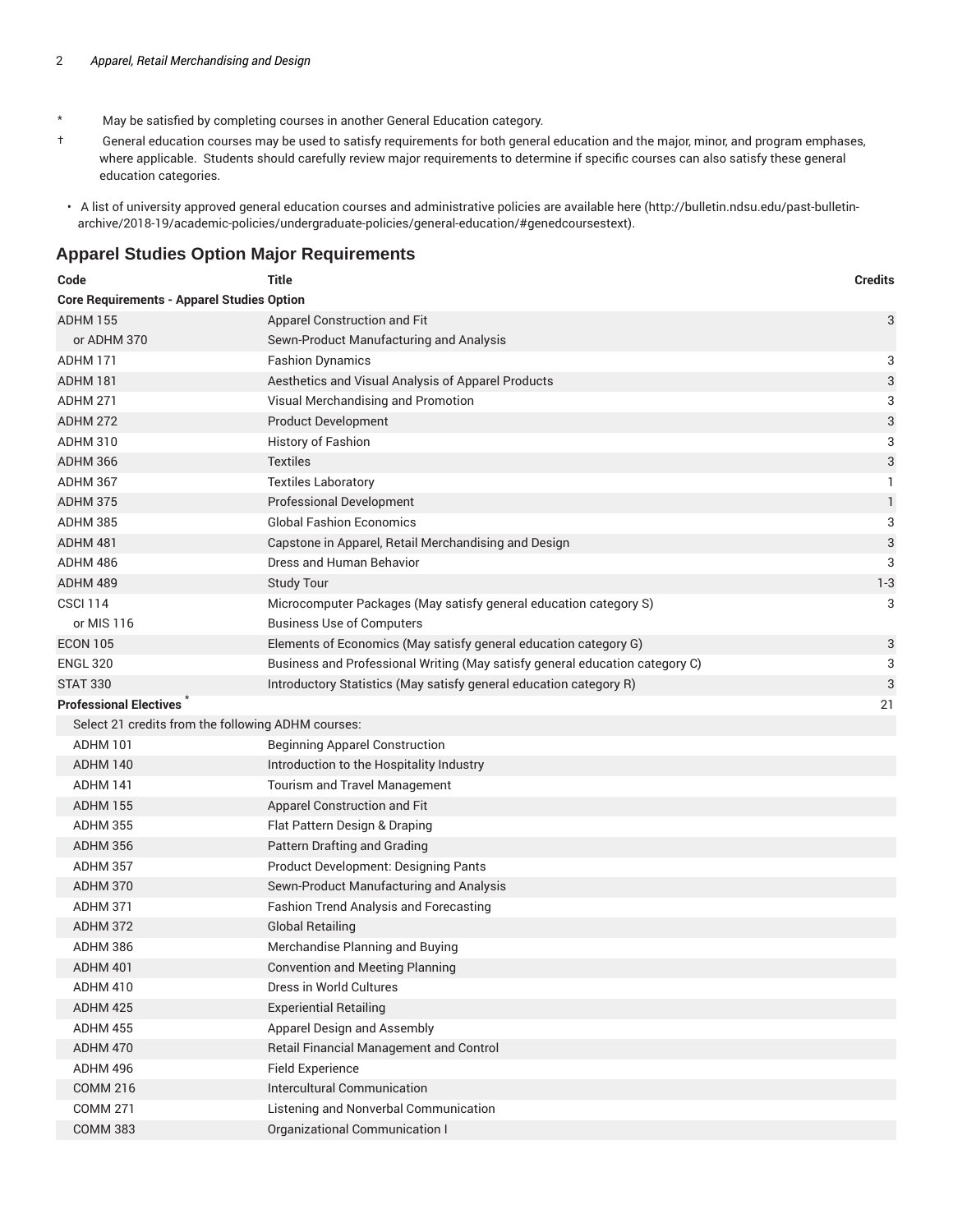\* May be satisfied by completing courses in another General Education category.

† General education courses may be used to satisfy requirements for both general education and the major, minor, and program emphases, where applicable. Students should carefully review major requirements to determine if specific courses can also satisfy these general education categories.

- A list of university approved general education courses and administrative policies are available here (http://bulletin.ndsu.edu/past-bulletin-archive/2018-19/academic-policies/undergraduate-policies/general-education/#genedcoursestext).

## Apparel Studies Option Major Requirements

| Code | Title | Credits |
|---|---|---|
| **Core Requirements - Apparel Studies Option** | | |
| ADHM 155 | Apparel Construction and Fit | 3 |
| or ADHM 370 | Sewn-Product Manufacturing and Analysis | |
| ADHM 171 | Fashion Dynamics | 3 |
| ADHM 181 | Aesthetics and Visual Analysis of Apparel Products | 3 |
| ADHM 271 | Visual Merchandising and Promotion | 3 |
| ADHM 272 | Product Development | 3 |
| ADHM 310 | History of Fashion | 3 |
| ADHM 366 | Textiles | 3 |
| ADHM 367 | Textiles Laboratory | 1 |
| ADHM 375 | Professional Development | 1 |
| ADHM 385 | Global Fashion Economics | 3 |
| ADHM 481 | Capstone in Apparel, Retail Merchandising and Design | 3 |
| ADHM 486 | Dress and Human Behavior | 3 |
| ADHM 489 | Study Tour | 1-3 |
| CSCI 114 | Microcomputer Packages (May satisfy general education category S) | 3 |
| or MIS 116 | Business Use of Computers | |
| ECON 105 | Elements of Economics (May satisfy general education category G) | 3 |
| ENGL 320 | Business and Professional Writing (May satisfy general education category C) | 3 |
| STAT 330 | Introductory Statistics (May satisfy general education category R) | 3 |
| **Professional Electives** * | | 21 |
| Select 21 credits from the following ADHM courses: | | |
| ADHM 101 | Beginning Apparel Construction | |
| ADHM 140 | Introduction to the Hospitality Industry | |
| ADHM 141 | Tourism and Travel Management | |
| ADHM 155 | Apparel Construction and Fit | |
| ADHM 355 | Flat Pattern Design & Draping | |
| ADHM 356 | Pattern Drafting and Grading | |
| ADHM 357 | Product Development: Designing Pants | |
| ADHM 370 | Sewn-Product Manufacturing and Analysis | |
| ADHM 371 | Fashion Trend Analysis and Forecasting | |
| ADHM 372 | Global Retailing | |
| ADHM 386 | Merchandise Planning and Buying | |
| ADHM 401 | Convention and Meeting Planning | |
| ADHM 410 | Dress in World Cultures | |
| ADHM 425 | Experiential Retailing | |
| ADHM 455 | Apparel Design and Assembly | |
| ADHM 470 | Retail Financial Management and Control | |
| ADHM 496 | Field Experience | |
| COMM 216 | Intercultural Communication | |
| COMM 271 | Listening and Nonverbal Communication | |
| COMM 383 | Organizational Communication I | |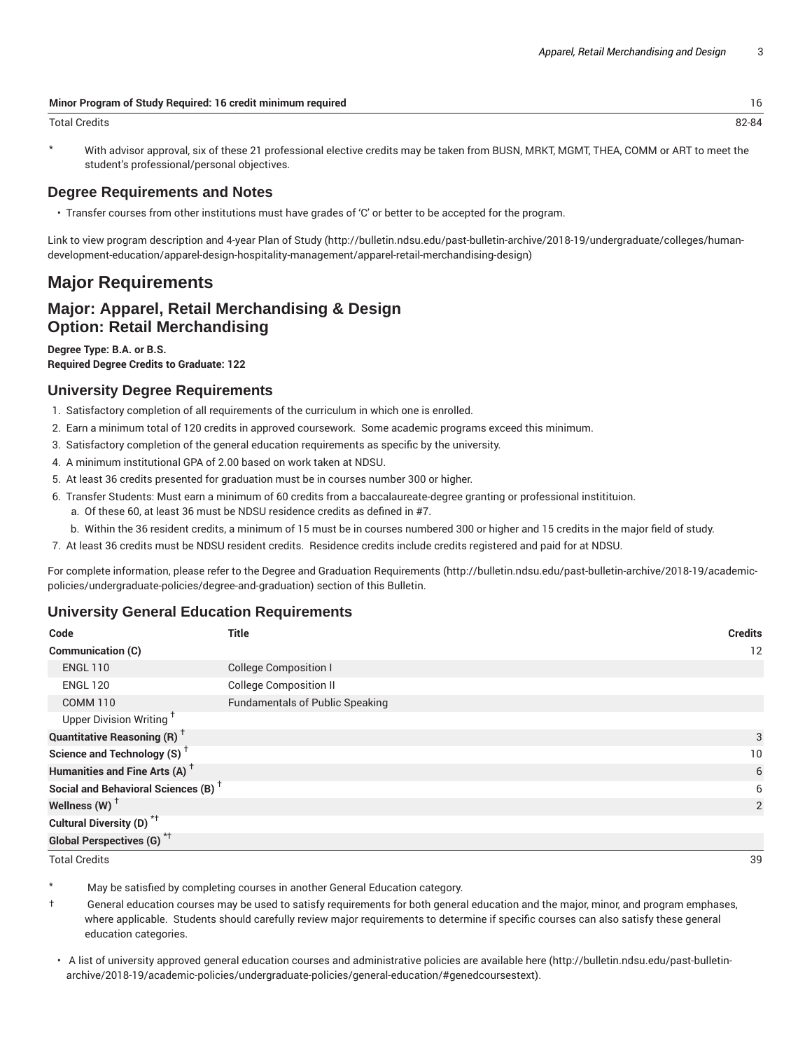| | |
|---|---|
| **Minor Program of Study Required: 16 credit minimum required** | 16 |
| Total Credits | 82-84 |

\* With advisor approval, six of these 21 professional elective credits may be taken from BUSN, MRKT, MGMT, THEA, COMM or ART to meet the student's professional/personal objectives.

### Degree Requirements and Notes

- Transfer courses from other institutions must have grades of 'C' or better to be accepted for the program.

Link to view program description and 4-year Plan of Study (http://bulletin.ndsu.edu/past-bulletin-archive/2018-19/undergraduate/colleges/human-development-education/apparel-design-hospitality-management/apparel-retail-merchandising-design)

## Major Requirements

### Major: Apparel, Retail Merchandising & Design
### Option: Retail Merchandising

**Degree Type: B.A. or B.S.**
**Required Degree Credits to Graduate: 122**

### University Degree Requirements

1. Satisfactory completion of all requirements of the curriculum in which one is enrolled.
2. Earn a minimum total of 120 credits in approved coursework. Some academic programs exceed this minimum.
3. Satisfactory completion of the general education requirements as specific by the university.
4. A minimum institutional GPA of 2.00 based on work taken at NDSU.
5. At least 36 credits presented for graduation must be in courses number 300 or higher.
6. Transfer Students: Must earn a minimum of 60 credits from a baccalaureate-degree granting or professional instititution.
   a. Of these 60, at least 36 must be NDSU residence credits as defined in #7.
   b. Within the 36 resident credits, a minimum of 15 must be in courses numbered 300 or higher and 15 credits in the major field of study.
7. At least 36 credits must be NDSU resident credits. Residence credits include credits registered and paid for at NDSU.

For complete information, please refer to the Degree and Graduation Requirements (http://bulletin.ndsu.edu/past-bulletin-archive/2018-19/academic-policies/undergraduate-policies/degree-and-graduation) section of this Bulletin.

### University General Education Requirements

| Code | Title | Credits |
|---|---|---|
| **Communication (C)** | | 12 |
| ENGL 110 | College Composition I | |
| ENGL 120 | College Composition II | |
| COMM 110 | Fundamentals of Public Speaking | |
| Upper Division Writing † | | |
| **Quantitative Reasoning (R) †** | | 3 |
| **Science and Technology (S) †** | | 10 |
| **Humanities and Fine Arts (A) †** | | 6 |
| **Social and Behavioral Sciences (B) †** | | 6 |
| **Wellness (W) †** | | 2 |
| **Cultural Diversity (D) \*†** | | |
| **Global Perspectives (G) \*†** | | |
| Total Credits | | 39 |

\* May be satisfied by completing courses in another General Education category.

† General education courses may be used to satisfy requirements for both general education and the major, minor, and program emphases, where applicable. Students should carefully review major requirements to determine if specific courses can also satisfy these general education categories.

- A list of university approved general education courses and administrative policies are available here (http://bulletin.ndsu.edu/past-bulletin-archive/2018-19/academic-policies/undergraduate-policies/general-education/#genedcoursestext).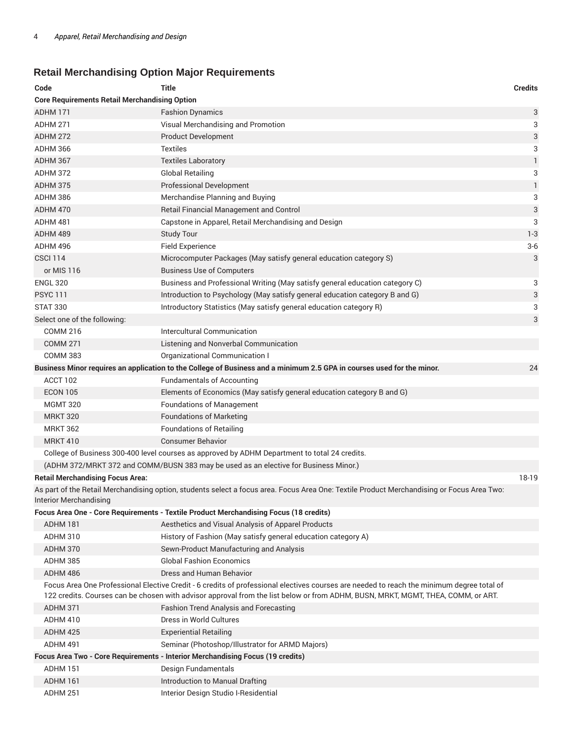## Retail Merchandising Option Major Requirements

| Code | Title | Credits |
|---|---|---|
| **Core Requirements Retail Merchandising Option** | | |
| ADHM 171 | Fashion Dynamics | 3 |
| ADHM 271 | Visual Merchandising and Promotion | 3 |
| ADHM 272 | Product Development | 3 |
| ADHM 366 | Textiles | 3 |
| ADHM 367 | Textiles Laboratory | 1 |
| ADHM 372 | Global Retailing | 3 |
| ADHM 375 | Professional Development | 1 |
| ADHM 386 | Merchandise Planning and Buying | 3 |
| ADHM 470 | Retail Financial Management and Control | 3 |
| ADHM 481 | Capstone in Apparel, Retail Merchandising and Design | 3 |
| ADHM 489 | Study Tour | 1-3 |
| ADHM 496 | Field Experience | 3-6 |
| CSCI 114 | Microcomputer Packages (May satisfy general education category S) | 3 |
| or MIS 116 | Business Use of Computers | |
| ENGL 320 | Business and Professional Writing (May satisfy general education category C) | 3 |
| PSYC 111 | Introduction to Psychology (May satisfy general education category B and G) | 3 |
| STAT 330 | Introductory Statistics (May satisfy general education category R) | 3 |
| Select one of the following: | | 3 |
| COMM 216 | Intercultural Communication | |
| COMM 271 | Listening and Nonverbal Communication | |
| COMM 383 | Organizational Communication I | |
| **Business Minor requires an application to the College of Business and a minimum 2.5 GPA in courses used for the minor.** | | 24 |
| ACCT 102 | Fundamentals of Accounting | |
| ECON 105 | Elements of Economics (May satisfy general education category B and G) | |
| MGMT 320 | Foundations of Management | |
| MRKT 320 | Foundations of Marketing | |
| MRKT 362 | Foundations of Retailing | |
| MRKT 410 | Consumer Behavior | |
| College of Business 300-400 level courses as approved by ADHM Department to total 24 credits. | | |
| (ADHM 372/MRKT 372 and COMM/BUSN 383 may be used as an elective for Business Minor.) | | |
| **Retail Merchandising Focus Area:** | | 18-19 |
| As part of the Retail Merchandising option, students select a focus area. Focus Area One: Textile Product Merchandising or Focus Area Two: Interior Merchandising | | |
| **Focus Area One - Core Requirements - Textile Product Merchandising Focus (18 credits)** | | |
| ADHM 181 | Aesthetics and Visual Analysis of Apparel Products | |
| ADHM 310 | History of Fashion (May satisfy general education category A) | |
| ADHM 370 | Sewn-Product Manufacturing and Analysis | |
| ADHM 385 | Global Fashion Economics | |
| ADHM 486 | Dress and Human Behavior | |
| Focus Area One Professional Elective Credit - 6 credits of professional electives courses are needed to reach the minimum degree total of 122 credits. Courses can be chosen with advisor approval from the list below or from ADHM, BUSN, MRKT, MGMT, THEA, COMM, or ART. | | |
| ADHM 371 | Fashion Trend Analysis and Forecasting | |
| ADHM 410 | Dress in World Cultures | |
| ADHM 425 | Experiential Retailing | |
| ADHM 491 | Seminar (Photoshop/Illustrator for ARMD Majors) | |
| **Focus Area Two - Core Requirements - Interior Merchandising Focus (19 credits)** | | |
| ADHM 151 | Design Fundamentals | |
| ADHM 161 | Introduction to Manual Drafting | |
| ADHM 251 | Interior Design Studio I-Residential | |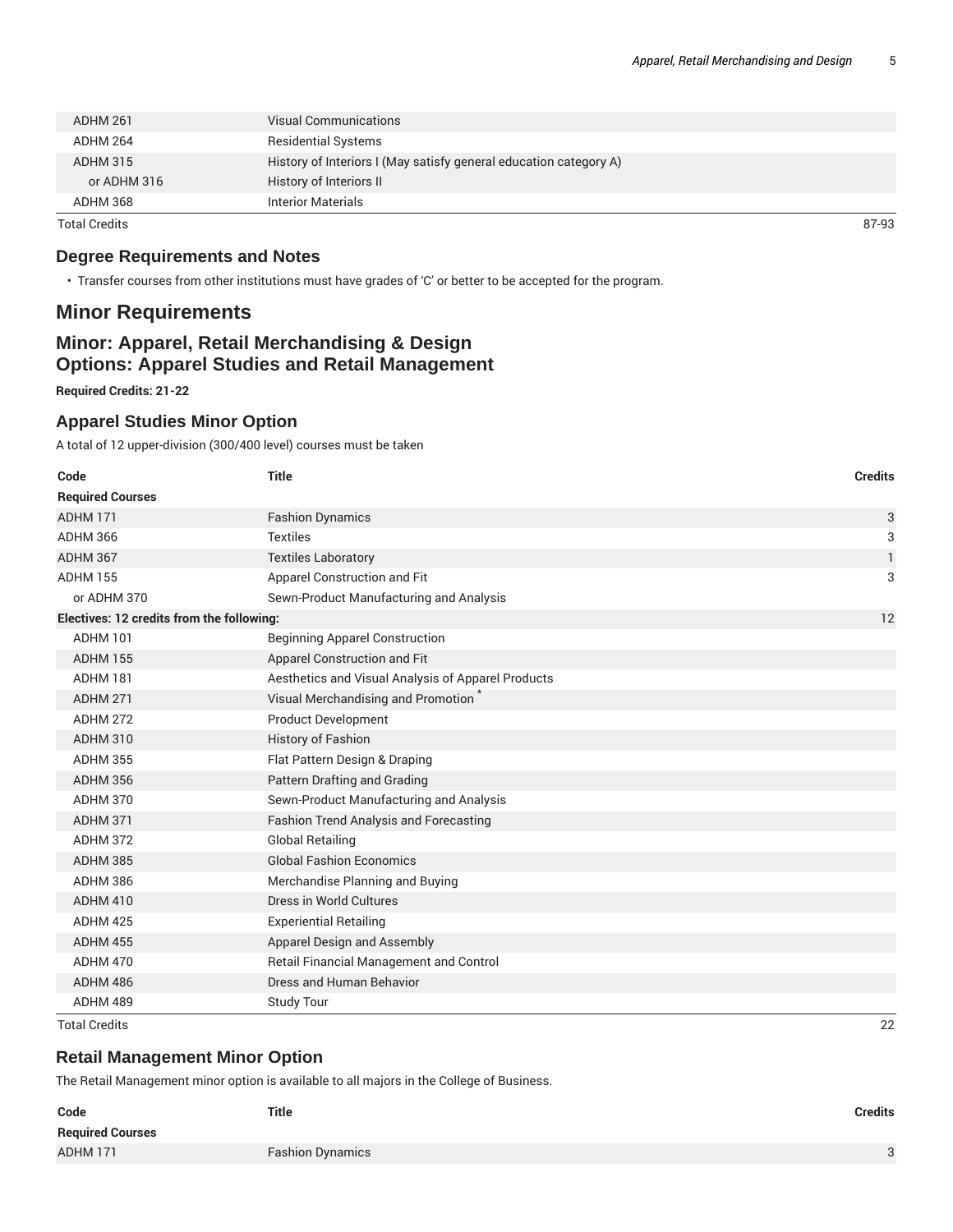| | | |
|---|---|---|
| ADHM 261 | Visual Communications | |
| ADHM 264 | Residential Systems | |
| ADHM 315 | History of Interiors I (May satisfy general education category A) | |
| or ADHM 316 | History of Interiors II | |
| ADHM 368 | Interior Materials | |
| Total Credits | | 87-93 |

### Degree Requirements and Notes

- Transfer courses from other institutions must have grades of 'C' or better to be accepted for the program.

## Minor Requirements

### Minor: Apparel, Retail Merchandising & Design
### Options: Apparel Studies and Retail Management

**Required Credits: 21-22**

### Apparel Studies Minor Option

A total of 12 upper-division (300/400 level) courses must be taken

| Code | Title | Credits |
|---|---|---|
| **Required Courses** | | |
| ADHM 171 | Fashion Dynamics | 3 |
| ADHM 366 | Textiles | 3 |
| ADHM 367 | Textiles Laboratory | 1 |
| ADHM 155 | Apparel Construction and Fit | 3 |
| or ADHM 370 | Sewn-Product Manufacturing and Analysis | |
| **Electives: 12 credits from the following:** | | 12 |
| ADHM 101 | Beginning Apparel Construction | |
| ADHM 155 | Apparel Construction and Fit | |
| ADHM 181 | Aesthetics and Visual Analysis of Apparel Products | |
| ADHM 271 | Visual Merchandising and Promotion * | |
| ADHM 272 | Product Development | |
| ADHM 310 | History of Fashion | |
| ADHM 355 | Flat Pattern Design & Draping | |
| ADHM 356 | Pattern Drafting and Grading | |
| ADHM 370 | Sewn-Product Manufacturing and Analysis | |
| ADHM 371 | Fashion Trend Analysis and Forecasting | |
| ADHM 372 | Global Retailing | |
| ADHM 385 | Global Fashion Economics | |
| ADHM 386 | Merchandise Planning and Buying | |
| ADHM 410 | Dress in World Cultures | |
| ADHM 425 | Experiential Retailing | |
| ADHM 455 | Apparel Design and Assembly | |
| ADHM 470 | Retail Financial Management and Control | |
| ADHM 486 | Dress and Human Behavior | |
| ADHM 489 | Study Tour | |
| Total Credits | | 22 |

### Retail Management Minor Option

The Retail Management minor option is available to all majors in the College of Business.

| Code | Title | Credits |
|---|---|---|
| **Required Courses** | | |
| ADHM 171 | Fashion Dynamics | 3 |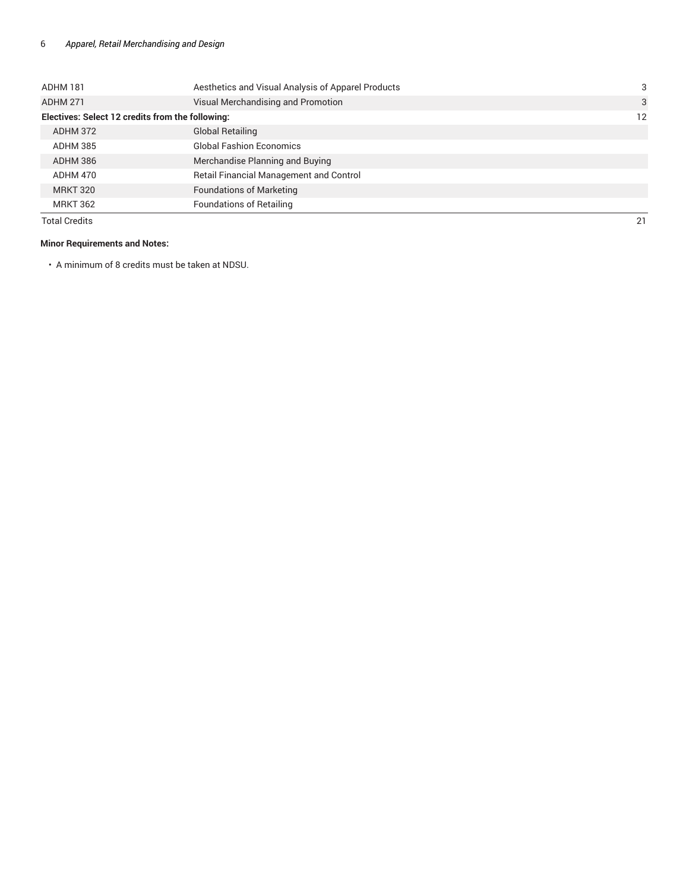| | | |
|---|---|---|
| ADHM 181 | Aesthetics and Visual Analysis of Apparel Products | 3 |
| ADHM 271 | Visual Merchandising and Promotion | 3 |
| **Electives: Select 12 credits from the following:** | | 12 |
| ADHM 372 | Global Retailing | |
| ADHM 385 | Global Fashion Economics | |
| ADHM 386 | Merchandise Planning and Buying | |
| ADHM 470 | Retail Financial Management and Control | |
| MRKT 320 | Foundations of Marketing | |
| MRKT 362 | Foundations of Retailing | |
| Total Credits | | 21 |

**Minor Requirements and Notes:**

- A minimum of 8 credits must be taken at NDSU.